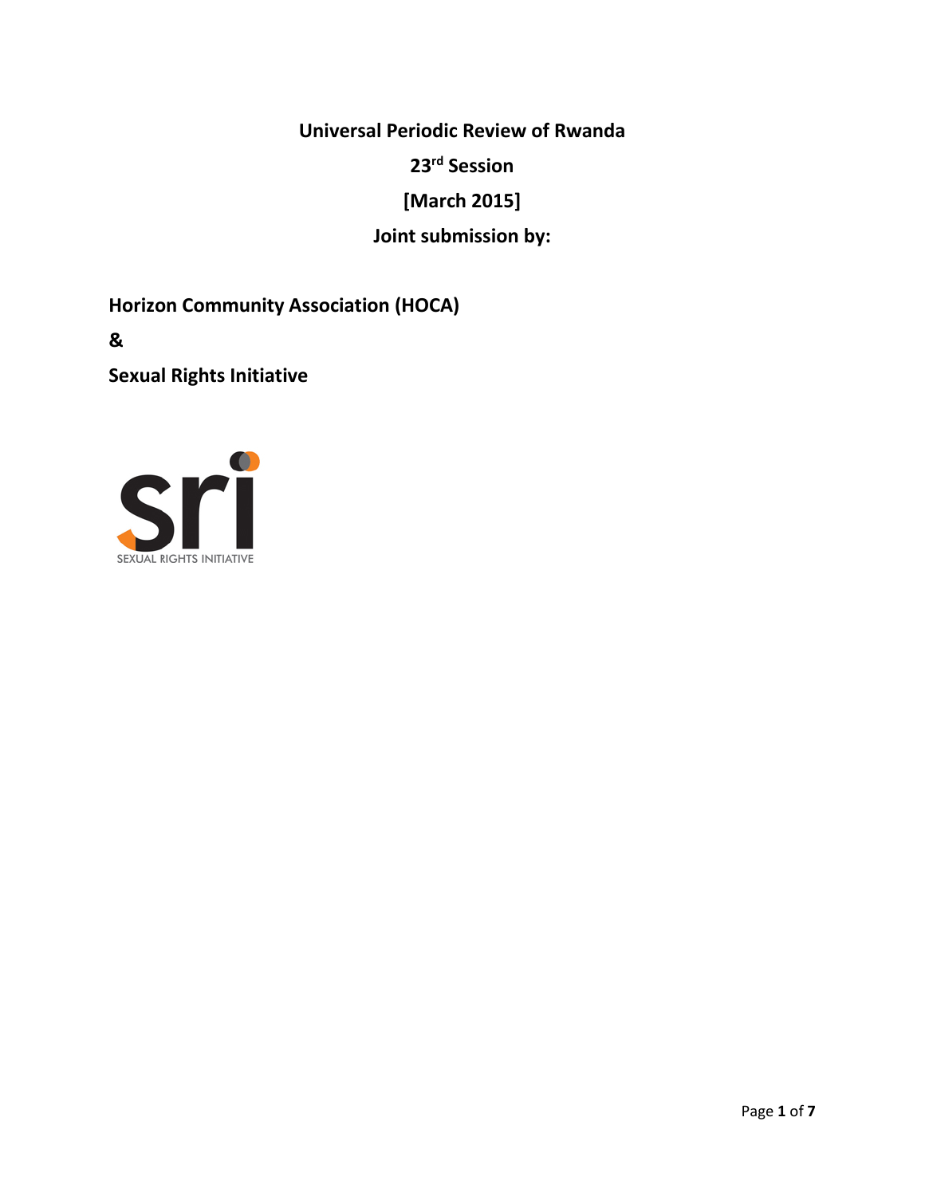**Universal Periodic Review of Rwanda**

**23rd Session**

**[March 2015]**

**Joint submission by:**

**Horizon Community Association (HOCA)**

**&**

**Sexual Rights Initiative**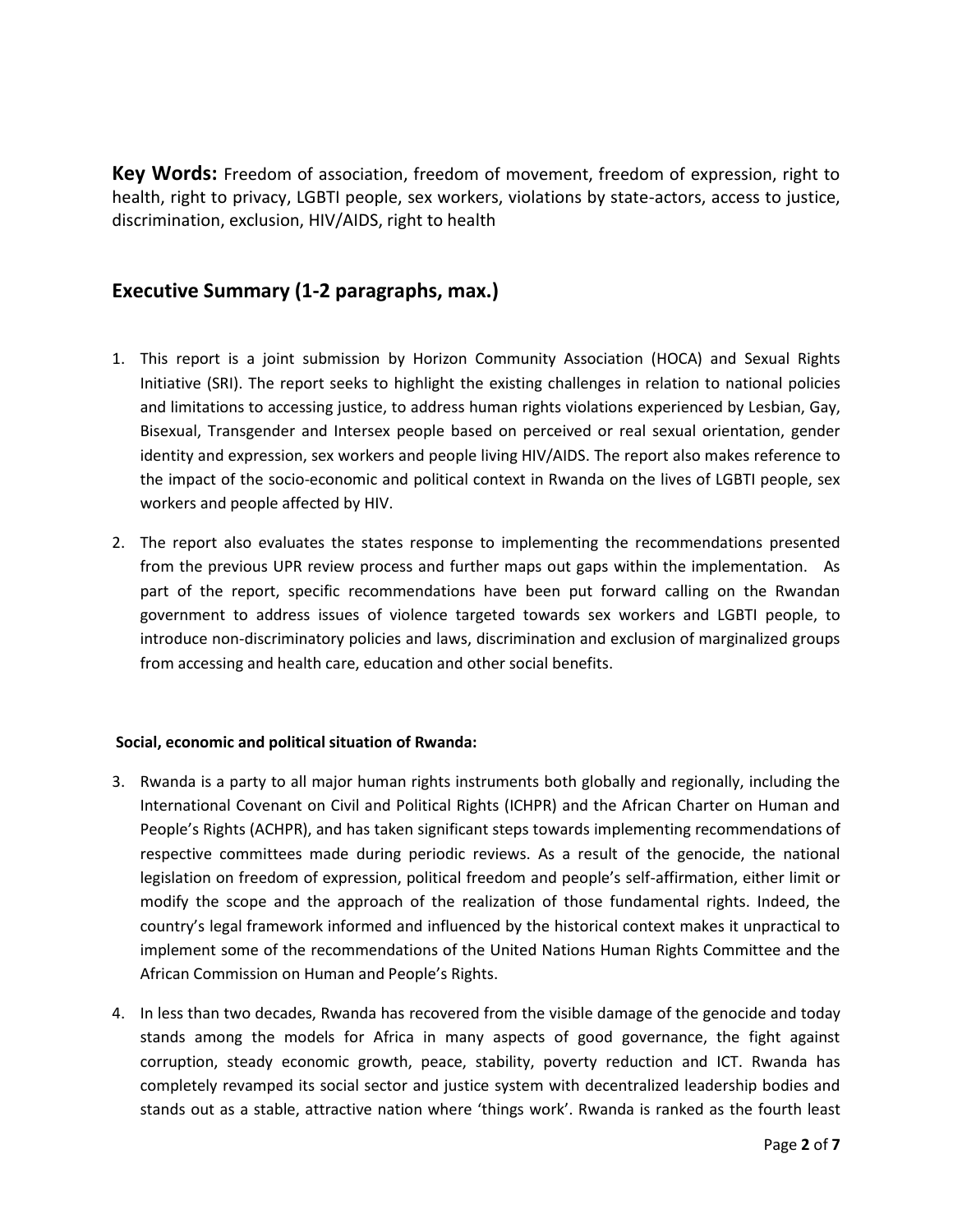**Key Words:** Freedom of association, freedom of movement, freedom of expression, right to health, right to privacy, LGBTI people, sex workers, violations by state-actors, access to justice, discrimination, exclusion, HIV/AIDS, right to health

## Executive Summary (1-2 paragraphs, max.)

1. This report is a joint submission by Horizon Community Association (HOCA) and Sexual Rights Initiative (SRI). The report seeks to highlight the existing challenges in relation to national policies and limitations to accessing justice, to address human rights violations experienced by Lesbian, Gay, Bisexual, Transgender and Intersex people based on perceived or real sexual orientation, gender identity and expression, sex workers and people living HIV/AIDS. The report also makes reference to the impact of the socio-economic and political context in Rwanda on the lives of LGBTI people, sex workers and people affected by HIV.

2. The report also evaluates the states response to implementing the recommendations presented from the previous UPR review process and further maps out gaps within the implementation. As part of the report, specific recommendations have been put forward calling on the Rwandan government to address issues of violence targeted towards sex workers and LGBTI people, to introduce non-discriminatory policies and laws, discrimination and exclusion of marginalized groups from accessing and health care, education and other social benefits.

**Social, economic and political situation of Rwanda:**

3. Rwanda is a party to all major human rights instruments both globally and regionally, including the International Covenant on Civil and Political Rights (ICHPR) and the African Charter on Human and People's Rights (ACHPR), and has taken significant steps towards implementing recommendations of respective committees made during periodic reviews. As a result of the genocide, the national legislation on freedom of expression, political freedom and people's self-affirmation, either limit or modify the scope and the approach of the realization of those fundamental rights. Indeed, the country's legal framework informed and influenced by the historical context makes it unpractical to implement some of the recommendations of the United Nations Human Rights Committee and the African Commission on Human and People's Rights.

4. In less than two decades, Rwanda has recovered from the visible damage of the genocide and today stands among the models for Africa in many aspects of good governance, the fight against corruption, steady economic growth, peace, stability, poverty reduction and ICT. Rwanda has completely revamped its social sector and justice system with decentralized leadership bodies and stands out as a stable, attractive nation where 'things work'. Rwanda is ranked as the fourth least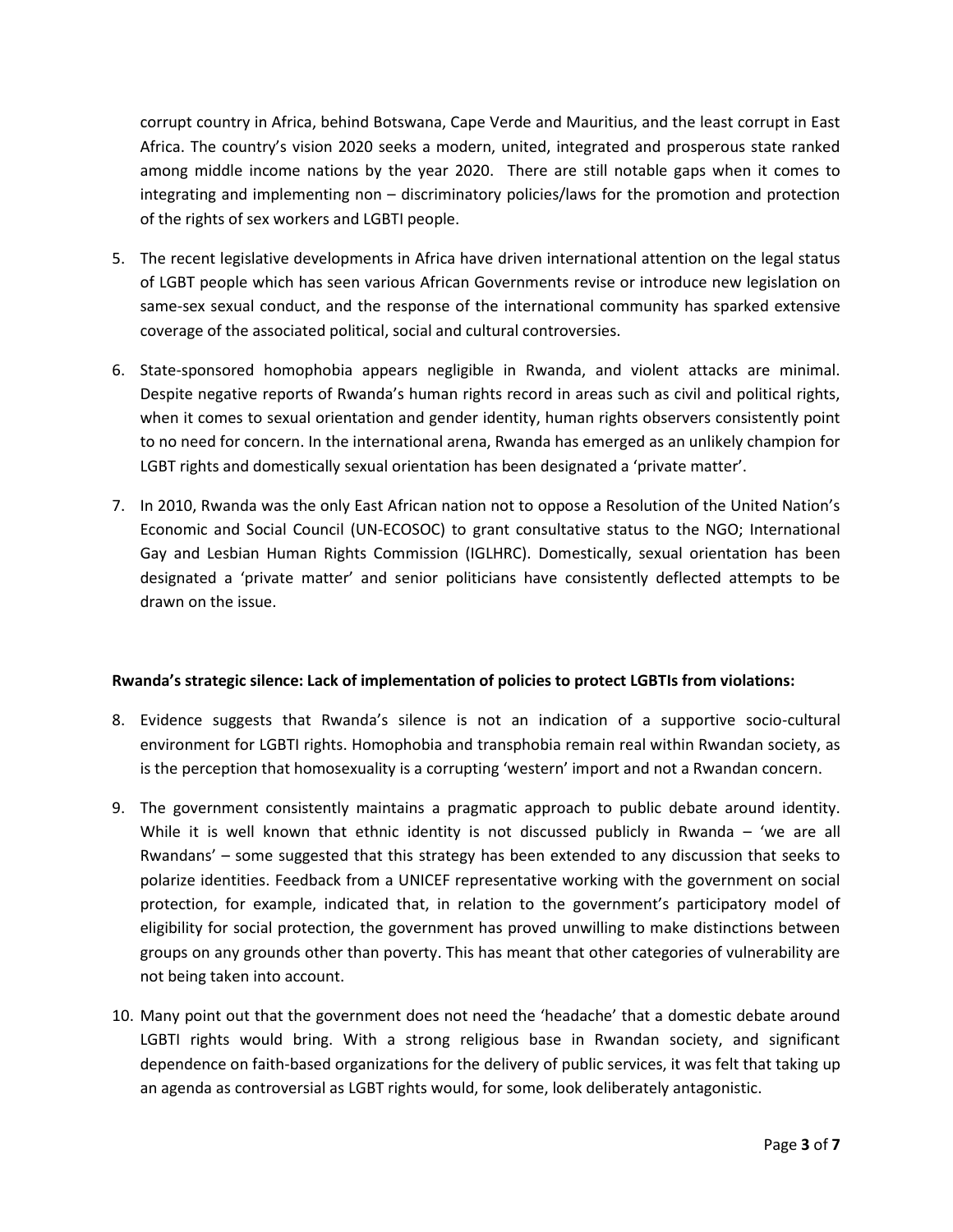corrupt country in Africa, behind Botswana, Cape Verde and Mauritius, and the least corrupt in East Africa. The country's vision 2020 seeks a modern, united, integrated and prosperous state ranked among middle income nations by the year 2020. There are still notable gaps when it comes to integrating and implementing non – discriminatory policies/laws for the promotion and protection of the rights of sex workers and LGBTI people.

5. The recent legislative developments in Africa have driven international attention on the legal status of LGBT people which has seen various African Governments revise or introduce new legislation on same-sex sexual conduct, and the response of the international community has sparked extensive coverage of the associated political, social and cultural controversies.

6. State-sponsored homophobia appears negligible in Rwanda, and violent attacks are minimal. Despite negative reports of Rwanda's human rights record in areas such as civil and political rights, when it comes to sexual orientation and gender identity, human rights observers consistently point to no need for concern. In the international arena, Rwanda has emerged as an unlikely champion for LGBT rights and domestically sexual orientation has been designated a 'private matter'.

7. In 2010, Rwanda was the only East African nation not to oppose a Resolution of the United Nation's Economic and Social Council (UN-ECOSOC) to grant consultative status to the NGO; International Gay and Lesbian Human Rights Commission (IGLHRC). Domestically, sexual orientation has been designated a 'private matter' and senior politicians have consistently deflected attempts to be drawn on the issue.

**Rwanda's strategic silence: Lack of implementation of policies to protect LGBTIs from violations:**

8. Evidence suggests that Rwanda's silence is not an indication of a supportive socio-cultural environment for LGBTI rights. Homophobia and transphobia remain real within Rwandan society, as is the perception that homosexuality is a corrupting 'western' import and not a Rwandan concern.

9. The government consistently maintains a pragmatic approach to public debate around identity. While it is well known that ethnic identity is not discussed publicly in Rwanda – 'we are all Rwandans' – some suggested that this strategy has been extended to any discussion that seeks to polarize identities. Feedback from a UNICEF representative working with the government on social protection, for example, indicated that, in relation to the government's participatory model of eligibility for social protection, the government has proved unwilling to make distinctions between groups on any grounds other than poverty. This has meant that other categories of vulnerability are not being taken into account.

10. Many point out that the government does not need the 'headache' that a domestic debate around LGBTI rights would bring. With a strong religious base in Rwandan society, and significant dependence on faith-based organizations for the delivery of public services, it was felt that taking up an agenda as controversial as LGBT rights would, for some, look deliberately antagonistic.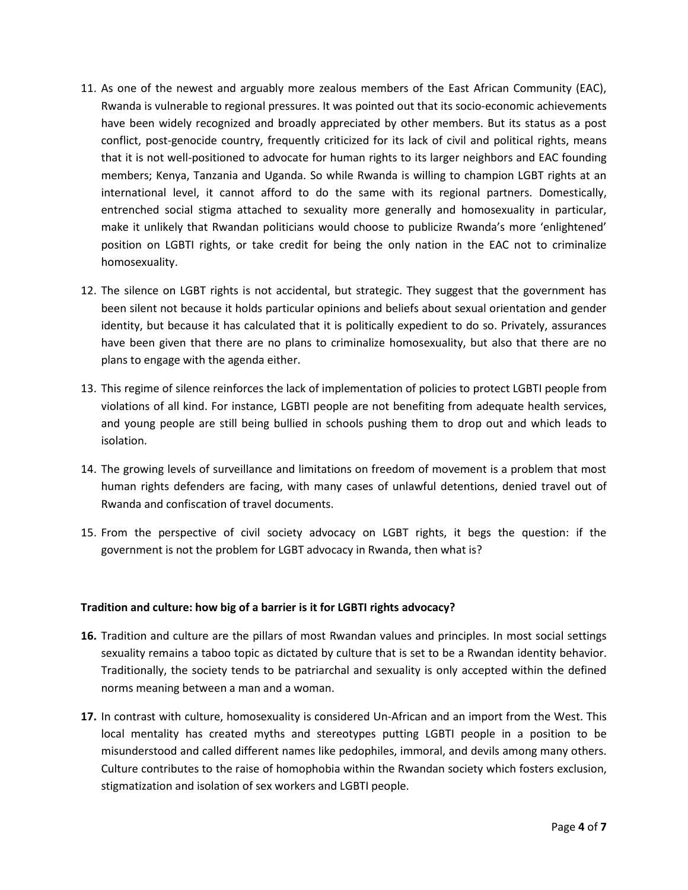11. As one of the newest and arguably more zealous members of the East African Community (EAC), Rwanda is vulnerable to regional pressures. It was pointed out that its socio-economic achievements have been widely recognized and broadly appreciated by other members. But its status as a post conflict, post-genocide country, frequently criticized for its lack of civil and political rights, means that it is not well-positioned to advocate for human rights to its larger neighbors and EAC founding members; Kenya, Tanzania and Uganda. So while Rwanda is willing to champion LGBT rights at an international level, it cannot afford to do the same with its regional partners. Domestically, entrenched social stigma attached to sexuality more generally and homosexuality in particular, make it unlikely that Rwandan politicians would choose to publicize Rwanda's more 'enlightened' position on LGBTI rights, or take credit for being the only nation in the EAC not to criminalize homosexuality.

12. The silence on LGBT rights is not accidental, but strategic. They suggest that the government has been silent not because it holds particular opinions and beliefs about sexual orientation and gender identity, but because it has calculated that it is politically expedient to do so. Privately, assurances have been given that there are no plans to criminalize homosexuality, but also that there are no plans to engage with the agenda either.

13. This regime of silence reinforces the lack of implementation of policies to protect LGBTI people from violations of all kind. For instance, LGBTI people are not benefiting from adequate health services, and young people are still being bullied in schools pushing them to drop out and which leads to isolation.

14. The growing levels of surveillance and limitations on freedom of movement is a problem that most human rights defenders are facing, with many cases of unlawful detentions, denied travel out of Rwanda and confiscation of travel documents.

15. From the perspective of civil society advocacy on LGBT rights, it begs the question: if the government is not the problem for LGBT advocacy in Rwanda, then what is?

**Tradition and culture: how big of a barrier is it for LGBTI rights advocacy?**

**16.** Tradition and culture are the pillars of most Rwandan values and principles. In most social settings sexuality remains a taboo topic as dictated by culture that is set to be a Rwandan identity behavior. Traditionally, the society tends to be patriarchal and sexuality is only accepted within the defined norms meaning between a man and a woman.

**17.** In contrast with culture, homosexuality is considered Un-African and an import from the West. This local mentality has created myths and stereotypes putting LGBTI people in a position to be misunderstood and called different names like pedophiles, immoral, and devils among many others. Culture contributes to the raise of homophobia within the Rwandan society which fosters exclusion, stigmatization and isolation of sex workers and LGBTI people.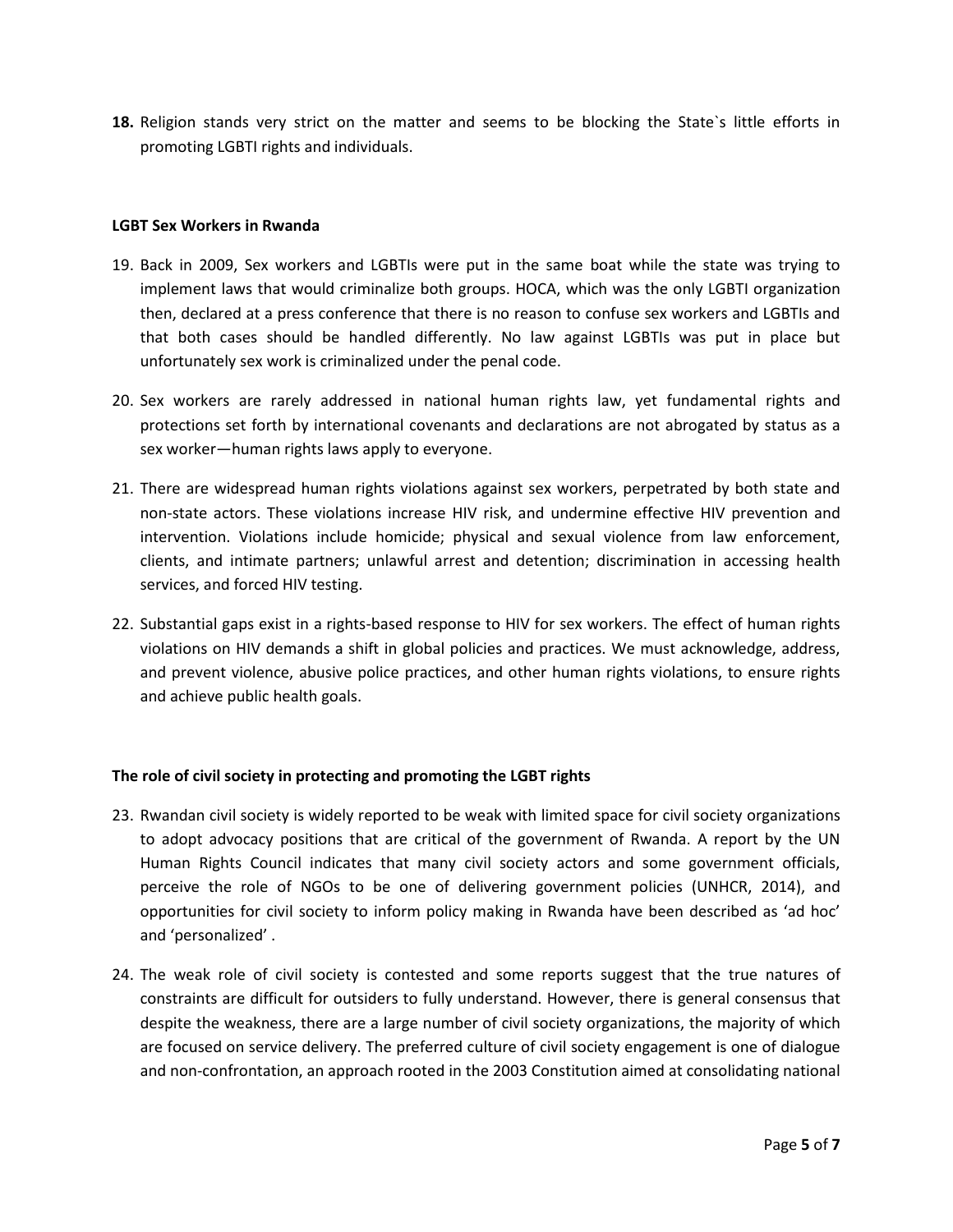**18.** Religion stands very strict on the matter and seems to be blocking the State`s little efforts in promoting LGBTI rights and individuals.

**LGBT Sex Workers in Rwanda**

19. Back in 2009, Sex workers and LGBTIs were put in the same boat while the state was trying to implement laws that would criminalize both groups. HOCA, which was the only LGBTI organization then, declared at a press conference that there is no reason to confuse sex workers and LGBTIs and that both cases should be handled differently. No law against LGBTIs was put in place but unfortunately sex work is criminalized under the penal code.

20. Sex workers are rarely addressed in national human rights law, yet fundamental rights and protections set forth by international covenants and declarations are not abrogated by status as a sex worker—human rights laws apply to everyone.

21. There are widespread human rights violations against sex workers, perpetrated by both state and non-state actors. These violations increase HIV risk, and undermine effective HIV prevention and intervention. Violations include homicide; physical and sexual violence from law enforcement, clients, and intimate partners; unlawful arrest and detention; discrimination in accessing health services, and forced HIV testing.

22. Substantial gaps exist in a rights-based response to HIV for sex workers. The effect of human rights violations on HIV demands a shift in global policies and practices. We must acknowledge, address, and prevent violence, abusive police practices, and other human rights violations, to ensure rights and achieve public health goals.

**The role of civil society in protecting and promoting the LGBT rights**

23. Rwandan civil society is widely reported to be weak with limited space for civil society organizations to adopt advocacy positions that are critical of the government of Rwanda. A report by the UN Human Rights Council indicates that many civil society actors and some government officials, perceive the role of NGOs to be one of delivering government policies (UNHCR, 2014), and opportunities for civil society to inform policy making in Rwanda have been described as 'ad hoc' and 'personalized' .

24. The weak role of civil society is contested and some reports suggest that the true natures of constraints are difficult for outsiders to fully understand. However, there is general consensus that despite the weakness, there are a large number of civil society organizations, the majority of which are focused on service delivery. The preferred culture of civil society engagement is one of dialogue and non-confrontation, an approach rooted in the 2003 Constitution aimed at consolidating national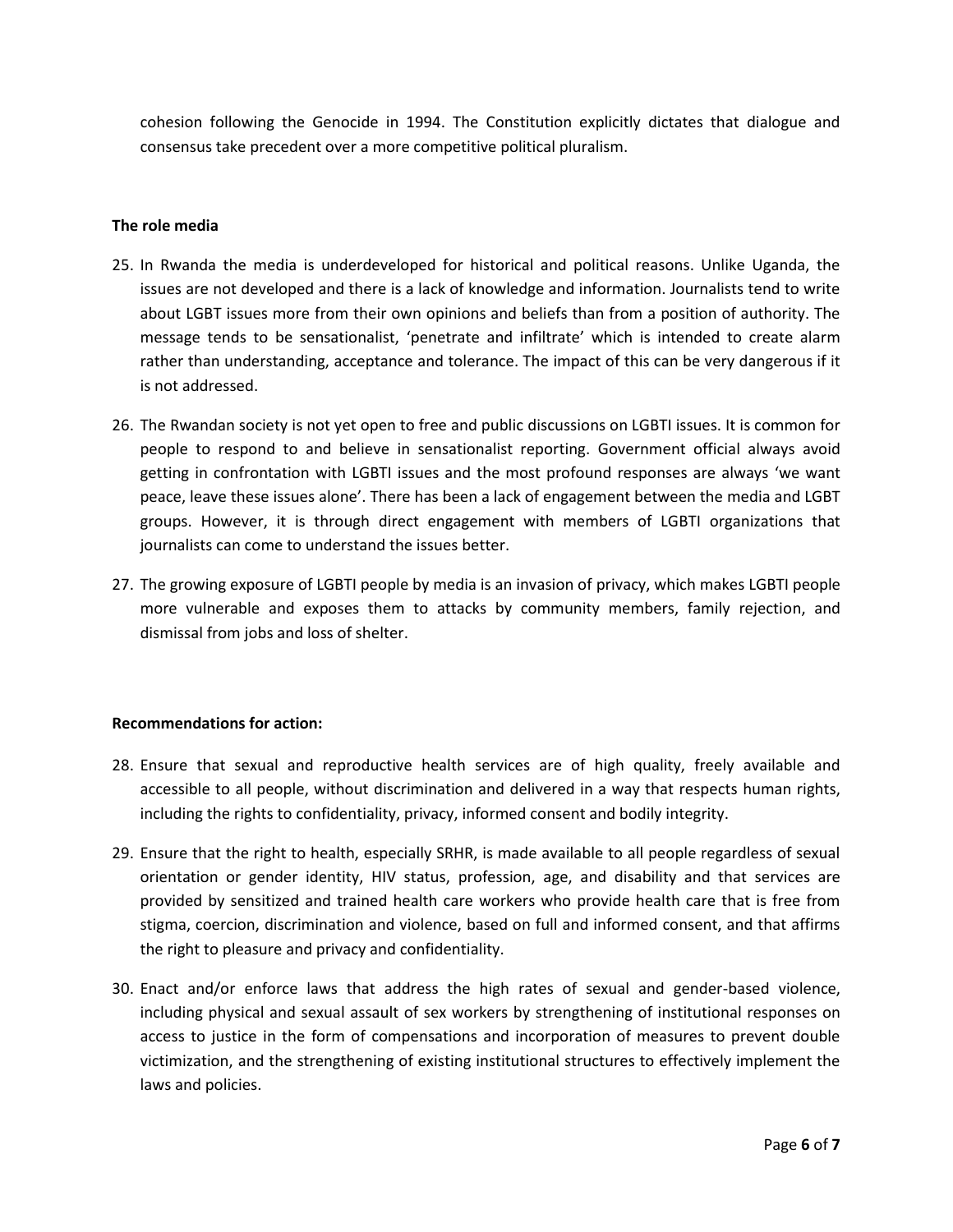cohesion following the Genocide in 1994. The Constitution explicitly dictates that dialogue and consensus take precedent over a more competitive political pluralism.

**The role media**

25. In Rwanda the media is underdeveloped for historical and political reasons. Unlike Uganda, the issues are not developed and there is a lack of knowledge and information. Journalists tend to write about LGBT issues more from their own opinions and beliefs than from a position of authority. The message tends to be sensationalist, 'penetrate and infiltrate' which is intended to create alarm rather than understanding, acceptance and tolerance. The impact of this can be very dangerous if it is not addressed.

26. The Rwandan society is not yet open to free and public discussions on LGBTI issues. It is common for people to respond to and believe in sensationalist reporting. Government official always avoid getting in confrontation with LGBTI issues and the most profound responses are always 'we want peace, leave these issues alone'. There has been a lack of engagement between the media and LGBT groups. However, it is through direct engagement with members of LGBTI organizations that journalists can come to understand the issues better.

27. The growing exposure of LGBTI people by media is an invasion of privacy, which makes LGBTI people more vulnerable and exposes them to attacks by community members, family rejection, and dismissal from jobs and loss of shelter.

**Recommendations for action:**

28. Ensure that sexual and reproductive health services are of high quality, freely available and accessible to all people, without discrimination and delivered in a way that respects human rights, including the rights to confidentiality, privacy, informed consent and bodily integrity.

29. Ensure that the right to health, especially SRHR, is made available to all people regardless of sexual orientation or gender identity, HIV status, profession, age, and disability and that services are provided by sensitized and trained health care workers who provide health care that is free from stigma, coercion, discrimination and violence, based on full and informed consent, and that affirms the right to pleasure and privacy and confidentiality.

30. Enact and/or enforce laws that address the high rates of sexual and gender-based violence, including physical and sexual assault of sex workers by strengthening of institutional responses on access to justice in the form of compensations and incorporation of measures to prevent double victimization, and the strengthening of existing institutional structures to effectively implement the laws and policies.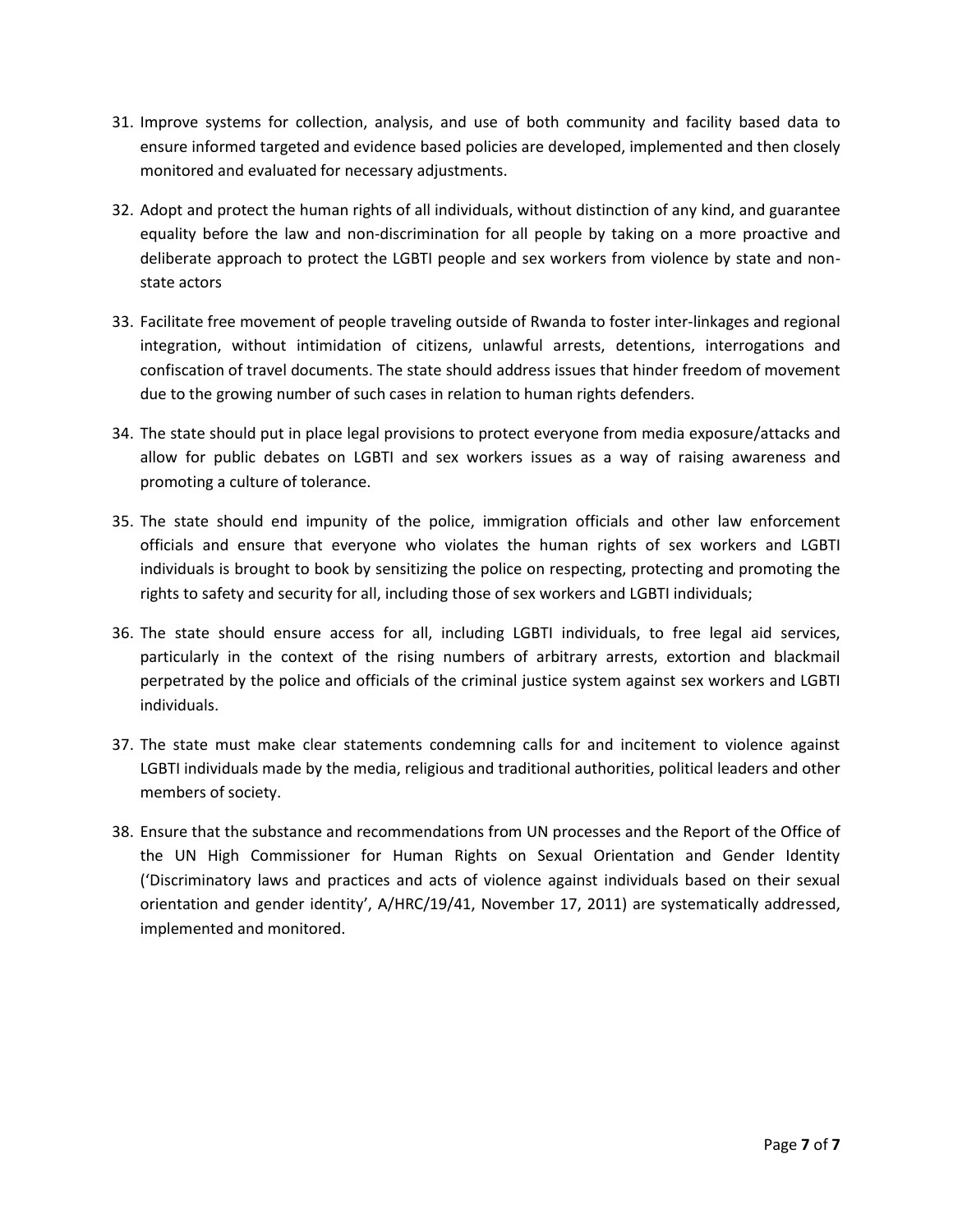31. Improve systems for collection, analysis, and use of both community and facility based data to ensure informed targeted and evidence based policies are developed, implemented and then closely monitored and evaluated for necessary adjustments.

32. Adopt and protect the human rights of all individuals, without distinction of any kind, and guarantee equality before the law and non-discrimination for all people by taking on a more proactive and deliberate approach to protect the LGBTI people and sex workers from violence by state and non-state actors

33. Facilitate free movement of people traveling outside of Rwanda to foster inter-linkages and regional integration, without intimidation of citizens, unlawful arrests, detentions, interrogations and confiscation of travel documents. The state should address issues that hinder freedom of movement due to the growing number of such cases in relation to human rights defenders.

34. The state should put in place legal provisions to protect everyone from media exposure/attacks and allow for public debates on LGBTI and sex workers issues as a way of raising awareness and promoting a culture of tolerance.

35. The state should end impunity of the police, immigration officials and other law enforcement officials and ensure that everyone who violates the human rights of sex workers and LGBTI individuals is brought to book by sensitizing the police on respecting, protecting and promoting the rights to safety and security for all, including those of sex workers and LGBTI individuals;

36. The state should ensure access for all, including LGBTI individuals, to free legal aid services, particularly in the context of the rising numbers of arbitrary arrests, extortion and blackmail perpetrated by the police and officials of the criminal justice system against sex workers and LGBTI individuals.

37. The state must make clear statements condemning calls for and incitement to violence against LGBTI individuals made by the media, religious and traditional authorities, political leaders and other members of society.

38. Ensure that the substance and recommendations from UN processes and the Report of the Office of the UN High Commissioner for Human Rights on Sexual Orientation and Gender Identity ('Discriminatory laws and practices and acts of violence against individuals based on their sexual orientation and gender identity', A/HRC/19/41, November 17, 2011) are systematically addressed, implemented and monitored.